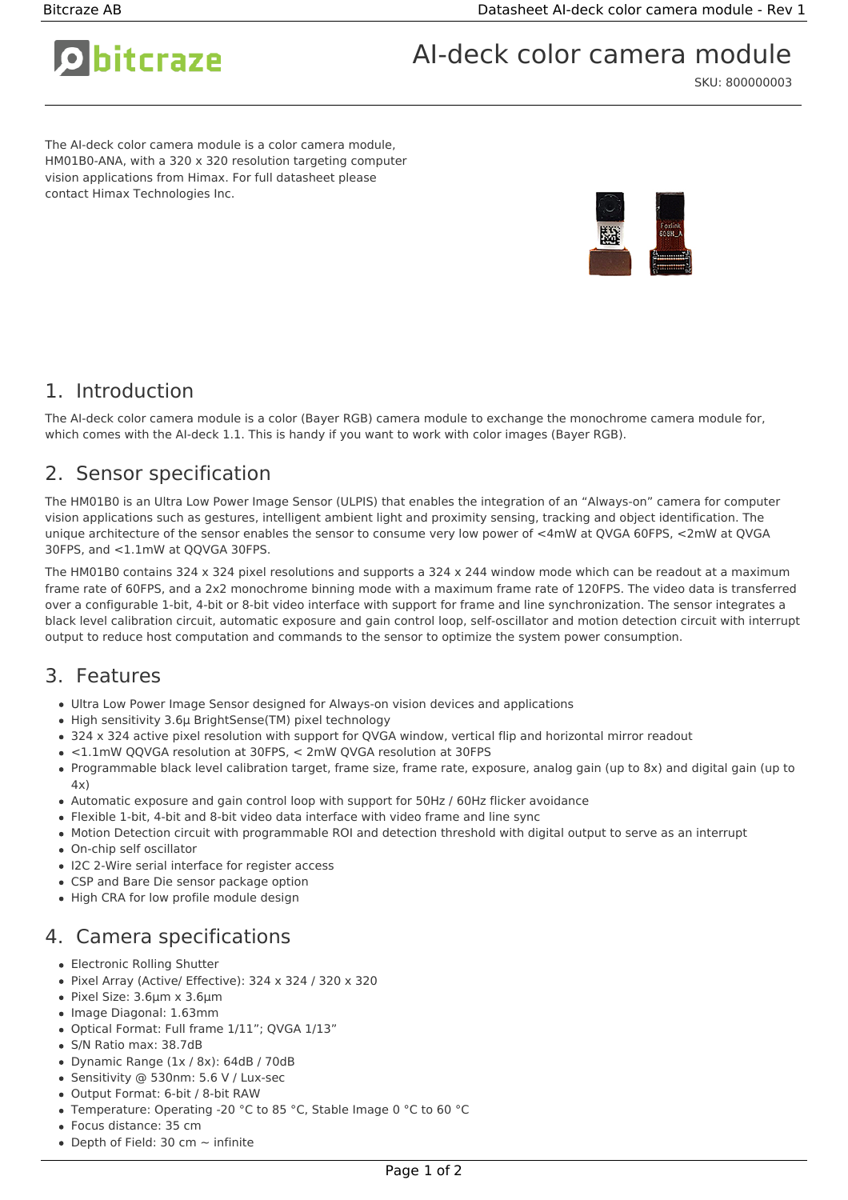# AI-deck color camera module

SKU: 800000003

The AI-deck color camera module is a color camera module, HM01B0-ANA, with a 320 x 320 resolution targeting computer vision applications from Himax. For full datasheet please contact Himax Technologies Inc.

## 1. Introduction

The AI-deck color camera module is a color (Bayer RGB) camera module to exchange the monochrome camera module for, which comes with the AI-deck 1.1. This is handy if you want to work with color images (Bayer RGB).

## 2. Sensor specification

The HM01B0 is an Ultra Low Power Image Sensor (ULPIS) that enables the integration of an "Always-on" camera for computer vision applications such as gestures, intelligent ambient light and proximity sensing, tracking and object identification. The unique architecture of the sensor enables the sensor to consume very low power of <4mW at QVGA 60FPS, <2mW at QVGA 30FPS, and <1.1mW at QQVGA 30FPS.

The HM01B0 contains 324 x 324 pixel resolutions and supports a 324 x 244 window mode which can be readout at a maximum frame rate of 60FPS, and a 2x2 monochrome binning mode with a maximum frame rate of 120FPS. The video data is transferred over a configurable 1-bit, 4-bit or 8-bit video interface with support for frame and line synchronization. The sensor integrates a black level calibration circuit, automatic exposure and gain control loop, self-oscillator and motion detection circuit with interrupt output to reduce host computation and commands to the sensor to optimize the system power consumption.

## 3. Features

- Ultra Low Power Image Sensor designed for Always-on vision devices and applications
- High sensitivity 3.6µ BrightSense(TM) pixel technology
- 324 x 324 active pixel resolution with support for QVGA window, vertical flip and horizontal mirror readout
- <1.1mW QQVGA resolution at 30FPS, < 2mW QVGA resolution at 30FPS
- Programmable black level calibration target, frame size, frame rate, exposure, analog gain (up to 8x) and digital gain (up to 4x)
- Automatic exposure and gain control loop with support for 50Hz / 60Hz flicker avoidance
- Flexible 1-bit, 4-bit and 8-bit video data interface with video frame and line sync
- Motion Detection circuit with programmable ROI and detection threshold with digital output to serve as an interrupt
- On-chip self oscillator
- I2C 2-Wire serial interface for register access
- CSP and Bare Die sensor package option
- High CRA for low profile module design

## 4. Camera specifications

- Electronic Rolling Shutter
- Pixel Array (Active/ Effective): 324 x 324 / 320 x 320
- Pixel Size: 3.6µm x 3.6µm
- Image Diagonal: 1.63mm
- Optical Format: Full frame 1/11"; QVGA 1/13"
- S/N Ratio max: 38.7dB
- Dynamic Range (1x / 8x): 64dB / 70dB
- Sensitivity @ 530nm: 5.6 V / Lux-sec
- Output Format: 6-bit / 8-bit RAW
- Temperature: Operating -20 °C to 85 °C, Stable Image 0 °C to 60 °C
- Focus distance: 35 cm
- Depth of Field: 30 cm ~ infinite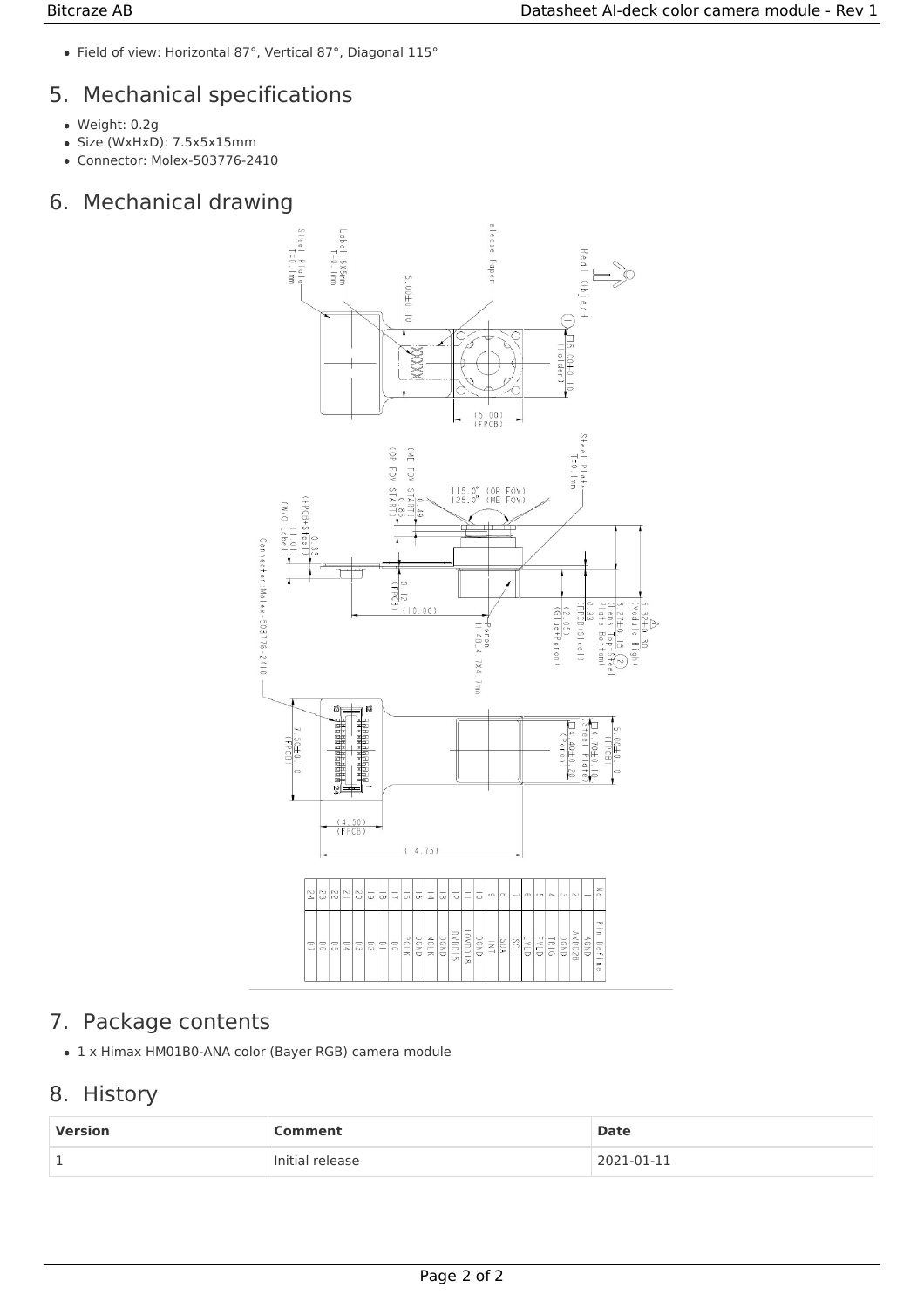- Field of view: Horizontal 87°, Vertical 87°, Diagonal 115°

## 5. Mechanical specifications

- Weight: 0.2g
- Size (WxHxD): 7.5x5x15mm
- Connector: Molex-503776-2410

## 6. Mechanical drawing

| No. | Pin Define |
|---|---|
| 1 | AGND |
| 2 | AVDD28 |
| 3 | DGND |
| 4 | TRIG |
| 5 | FVLD |
| 6 | LVLD |
| 7 | SCL |
| 8 | SDA |
| 9 | INT |
| 10 | DGND |
| 11 | IOVDD18 |
| 12 | DVDD15 |
| 13 | DGND |
| 14 | MCLK |
| 15 | DGND |
| 16 | PCLK |
| 17 | D0 |
| 18 | D1 |
| 19 | D2 |
| 20 | D3 |
| 21 | D4 |
| 22 | D5 |
| 23 | D6 |
| 24 | D7 |

## 7. Package contents

- 1 x Himax HM01B0-ANA color (Bayer RGB) camera module

## 8. History

| Version | Comment | Date |
|---|---|---|
| 1 | Initial release | 2021-01-11 |